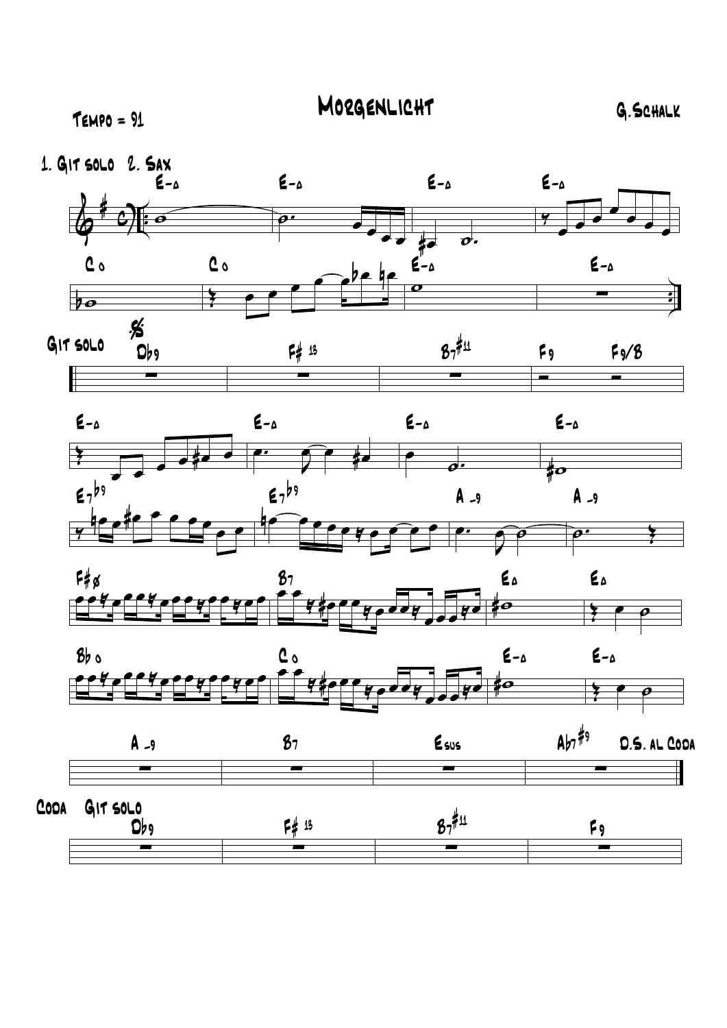# Morgenlicht

Tempo = 91

G.Schalk

1. Git solo 2. Sax

E-Δ E-Δ E-Δ E-Δ

C o C o E-Δ E-Δ

Git solo

Db9 F# 13 B7#11 F9 F9/B

E-Δ E-Δ E-Δ E-Δ

E7b9 E7b9 A -9 A -9

F#ø B7 EΔ EΔ

Bb o C o E-Δ E-Δ

A -9 B7 Esus Ab7#9 D.S. al Coda

Coda Git solo

Db9 F# 13 B7#11 F9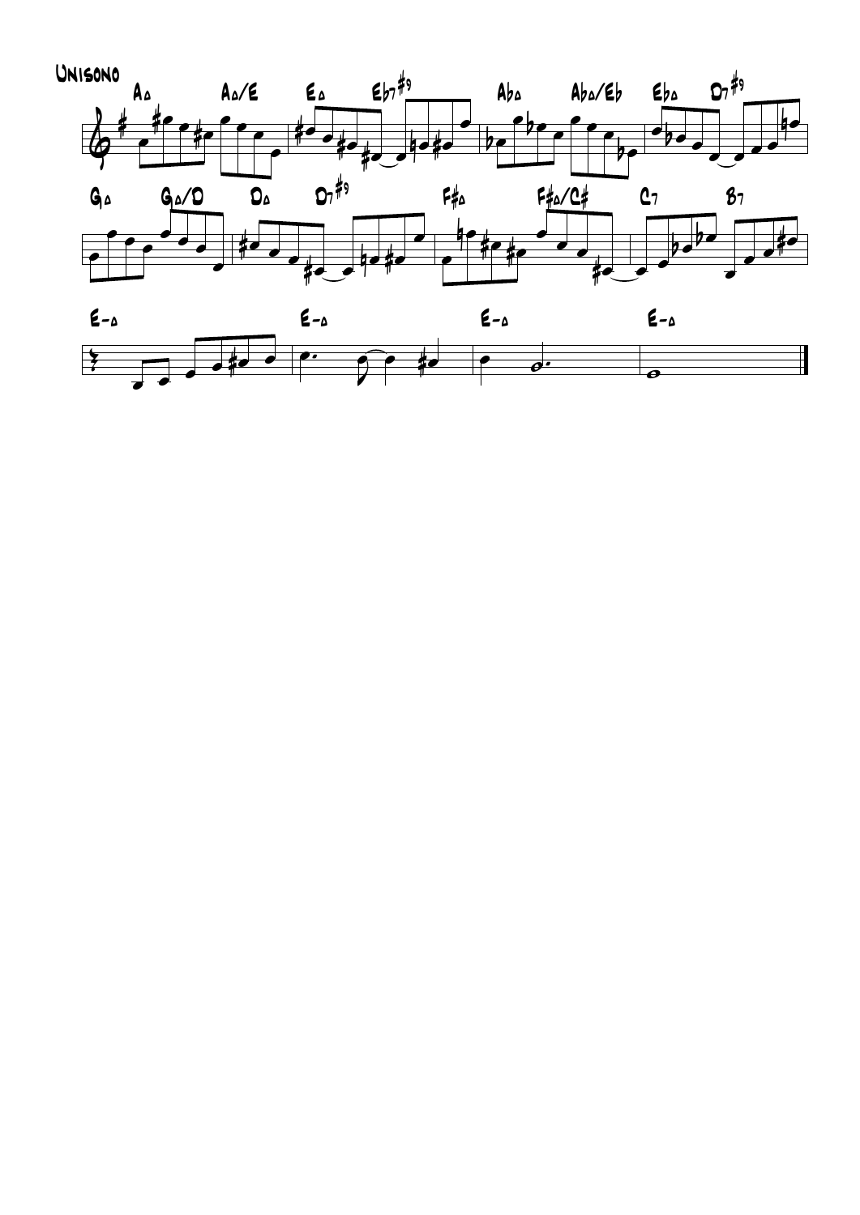Unisono

A△ A△/E E△ E♭7♯9 A♭△ A♭△/E♭ E♭△ D7♯9

G△ G△/D D△ D7♯9 F♯△ F♯△/C♯ C7 B7

E-△ E-△ E-△ E-△